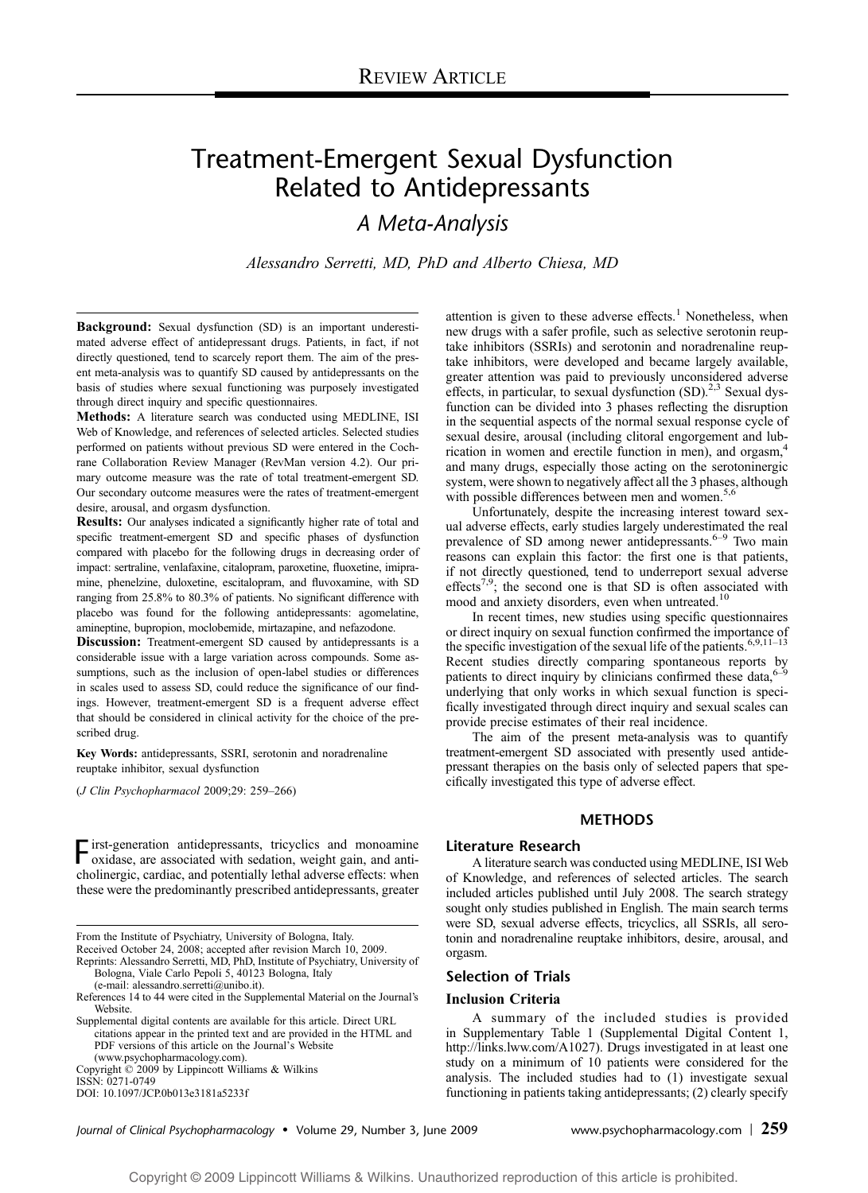REVIEW ARTICLE

# Treatment-Emergent Sexual Dysfunction Related to Antidepressants

## A Meta-Analysis

*Alessandro Serretti, MD, PhD and Alberto Chiesa, MD*

**Background:** Sexual dysfunction (SD) is an important underestimated adverse effect of antidepressant drugs. Patients, in fact, if not directly questioned, tend to scarcely report them. The aim of the present meta-analysis was to quantify SD caused by antidepressants on the basis of studies where sexual functioning was purposely investigated through direct inquiry and specific questionnaires.

**Methods:** A literature search was conducted using MEDLINE, ISI Web of Knowledge, and references of selected articles. Selected studies performed on patients without previous SD were entered in the Cochrane Collaboration Review Manager (RevMan version 4.2). Our primary outcome measure was the rate of total treatment-emergent SD. Our secondary outcome measures were the rates of treatment-emergent desire, arousal, and orgasm dysfunction.

**Results:** Our analyses indicated a significantly higher rate of total and specific treatment-emergent SD and specific phases of dysfunction compared with placebo for the following drugs in decreasing order of impact: sertraline, venlafaxine, citalopram, paroxetine, fluoxetine, imipramine, phenelzine, duloxetine, escitalopram, and fluvoxamine, with SD ranging from 25.8% to 80.3% of patients. No significant difference with placebo was found for the following antidepressants: agomelatine, amineptine, bupropion, moclobemide, mirtazapine, and nefazodone.

**Discussion:** Treatment-emergent SD caused by antidepressants is a considerable issue with a large variation across compounds. Some assumptions, such as the inclusion of open-label studies or differences in scales used to assess SD, could reduce the significance of our findings. However, treatment-emergent SD is a frequent adverse effect that should be considered in clinical activity for the choice of the prescribed drug.

**Key Words:** antidepressants, SSRI, serotonin and noradrenaline reuptake inhibitor, sexual dysfunction

(*J Clin Psychopharmacol* 2009;29: 259–266)

First-generation antidepressants, tricyclics and monoamine oxidase, are associated with sedation, weight gain, and anticholinergic, cardiac, and potentially lethal adverse effects: when these were the predominantly prescribed antidepressants, greater attention is given to these adverse effects.[1] Nonetheless, when new drugs with a safer profile, such as selective serotonin reuptake inhibitors (SSRIs) and serotonin and noradrenaline reuptake inhibitors, were developed and became largely available, greater attention was paid to previously unconsidered adverse effects, in particular, to sexual dysfunction (SD).[2,3] Sexual dysfunction can be divided into 3 phases reflecting the disruption in the sequential aspects of the normal sexual response cycle of sexual desire, arousal (including clitoral engorgement and lubrication in women and erectile function in men), and orgasm,[4] and many drugs, especially those acting on the serotoninergic system, were shown to negatively affect all the 3 phases, although with possible differences between men and women.[5,6]

Unfortunately, despite the increasing interest toward sexual adverse effects, early studies largely underestimated the real prevalence of SD among newer antidepressants.[6–9] Two main reasons can explain this factor: the first one is that patients, if not directly questioned, tend to underreport sexual adverse effects[7,9]; the second one is that SD is often associated with mood and anxiety disorders, even when untreated.[10]

In recent times, new studies using specific questionnaires or direct inquiry on sexual function confirmed the importance of the specific investigation of the sexual life of the patients.[6,9,11–13] Recent studies directly comparing spontaneous reports by patients to direct inquiry by clinicians confirmed these data,[6–9] underlying that only works in which sexual function is specifically investigated through direct inquiry and sexual scales can provide precise estimates of their real incidence.

The aim of the present meta-analysis was to quantify treatment-emergent SD associated with presently used antidepressant therapies on the basis only of selected papers that specifically investigated this type of adverse effect.

## METHODS

### Literature Research

A literature search was conducted using MEDLINE, ISI Web of Knowledge, and references of selected articles. The search included articles published until July 2008. The search strategy sought only studies published in English. The main search terms were SD, sexual adverse effects, tricyclics, all SSRIs, all serotonin and noradrenaline reuptake inhibitors, desire, arousal, and orgasm.

### Selection of Trials

#### Inclusion Criteria

A summary of the included studies is provided in Supplementary Table 1 (Supplemental Digital Content 1, http://links.lww.com/A1027). Drugs investigated in at least one study on a minimum of 10 patients were considered for the analysis. The included studies had to (1) investigate sexual functioning in patients taking antidepressants; (2) clearly specify

From the Institute of Psychiatry, University of Bologna, Italy.
Received October 24, 2008; accepted after revision March 10, 2009.
Reprints: Alessandro Serretti, MD, PhD, Institute of Psychiatry, University of Bologna, Viale Carlo Pepoli 5, 40123 Bologna, Italy (e-mail: alessandro.serretti@unibo.it).
References 14 to 44 were cited in the Supplemental Material on the Journal's Website.
Supplemental digital contents are available for this article. Direct URL citations appear in the printed text and are provided in the HTML and PDF versions of this article on the Journal's Website (www.psychopharmacology.com).
Copyright © 2009 by Lippincott Williams & Wilkins
ISSN: 0271-0749
DOI: 10.1097/JCP.0b013e3181a5233f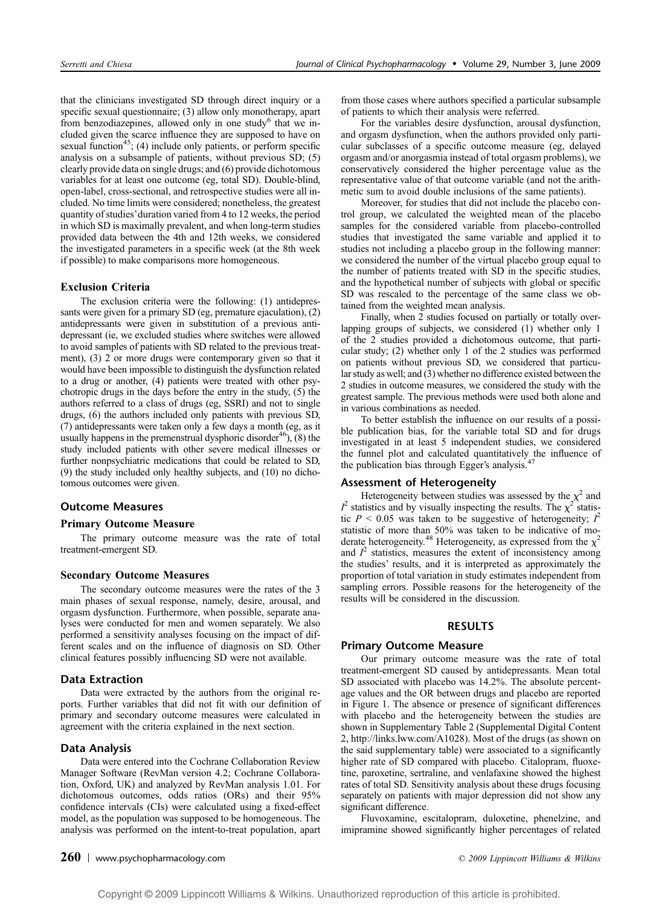that the clinicians investigated SD through direct inquiry or a specific sexual questionnaire; (3) allow only monotherapy, apart from benzodiazepines, allowed only in one study[6] that we included given the scarce influence they are supposed to have on sexual function[45]; (4) include only patients, or perform specific analysis on a subsample of patients, without previous SD; (5) clearly provide data on single drugs; and (6) provide dichotomous variables for at least one outcome (eg, total SD). Double-blind, open-label, cross-sectional, and retrospective studies were all included. No time limits were considered; nonetheless, the greatest quantity of studies' duration varied from 4 to 12 weeks, the period in which SD is maximally prevalent, and when long-term studies provided data between the 4th and 12th weeks, we considered the investigated parameters in a specific week (at the 8th week if possible) to make comparisons more homogeneous.

### Exclusion Criteria

The exclusion criteria were the following: (1) antidepressants were given for a primary SD (eg, premature ejaculation), (2) antidepressants were given in substitution of a previous antidepressant (ie, we excluded studies where switches were allowed to avoid samples of patients with SD related to the previous treatment), (3) 2 or more drugs were contemporary given so that it would have been impossible to distinguish the dysfunction related to a drug or another, (4) patients were treated with other psychotropic drugs in the days before the entry in the study, (5) the authors referred to a class of drugs (eg, SSRI) and not to single drugs, (6) the authors included only patients with previous SD, (7) antidepressants were taken only a few days a month (eg, as it usually happens in the premenstrual dysphoric disorder[46]), (8) the study included patients with other severe medical illnesses or further nonpsychiatric medications that could be related to SD, (9) the study included only healthy subjects, and (10) no dichotomous outcomes were given.

## Outcome Measures

### Primary Outcome Measure

The primary outcome measure was the rate of total treatment-emergent SD.

### Secondary Outcome Measures

The secondary outcome measures were the rates of the 3 main phases of sexual response, namely, desire, arousal, and orgasm dysfunction. Furthermore, when possible, separate analyses were conducted for men and women separately. We also performed a sensitivity analyses focusing on the impact of different scales and on the influence of diagnosis on SD. Other clinical features possibly influencing SD were not available.

## Data Extraction

Data were extracted by the authors from the original reports. Further variables that did not fit with our definition of primary and secondary outcome measures were calculated in agreement with the criteria explained in the next section.

## Data Analysis

Data were entered into the Cochrane Collaboration Review Manager Software (RevMan version 4.2; Cochrane Collaboration, Oxford, UK) and analyzed by RevMan analysis 1.01. For dichotomous outcomes, odds ratios (ORs) and their 95% confidence intervals (CIs) were calculated using a fixed-effect model, as the population was supposed to be homogeneous. The analysis was performed on the intent-to-treat population, apart from those cases where authors specified a particular subsample of patients to which their analysis were referred.

For the variables desire dysfunction, arousal dysfunction, and orgasm dysfunction, when the authors provided only particular subclasses of a specific outcome measure (eg, delayed orgasm and/or anorgasmia instead of total orgasm problems), we conservatively considered the higher percentage value as the representative value of that outcome variable (and not the arithmetic sum to avoid double inclusions of the same patients).

Moreover, for studies that did not include the placebo control group, we calculated the weighted mean of the placebo samples for the considered variable from placebo-controlled studies that investigated the same variable and applied it to studies not including a placebo group in the following manner: we considered the number of the virtual placebo group equal to the number of patients treated with SD in the specific studies, and the hypothetical number of subjects with global or specific SD was rescaled to the percentage of the same class we obtained from the weighted mean analysis.

Finally, when 2 studies focused on partially or totally overlapping groups of subjects, we considered (1) whether only 1 of the 2 studies provided a dichotomous outcome, that particular study; (2) whether only 1 of the 2 studies was performed on patients without previous SD, we considered that particular study as well; and (3) whether no difference existed between the 2 studies in outcome measures, we considered the study with the greatest sample. The previous methods were used both alone and in various combinations as needed.

To better establish the influence on our results of a possible publication bias, for the variable total SD and for drugs investigated in at least 5 independent studies, we considered the funnel plot and calculated quantitatively the influence of the publication bias through Egger's analysis.[47]

## Assessment of Heterogeneity

Heterogeneity between studies was assessed by the $\chi^2$ and $I^2$ statistics and by visually inspecting the results. The $\chi^2$ statistic $P < 0.05$ was taken to be suggestive of heterogeneity; $I^2$ statistic of more than 50% was taken to be indicative of moderate heterogeneity.[48] Heterogeneity, as expressed from the $\chi^2$ and $I^2$ statistics, measures the extent of inconsistency among the studies' results, and it is interpreted as approximately the proportion of total variation in study estimates independent from sampling errors. Possible reasons for the heterogeneity of the results will be considered in the discussion.

# RESULTS

## Primary Outcome Measure

Our primary outcome measure was the rate of total treatment-emergent SD caused by antidepressants. Mean total SD associated with placebo was 14.2%. The absolute percentage values and the OR between drugs and placebo are reported in Figure 1. The absence or presence of significant differences with placebo and the heterogeneity between the studies are shown in Supplementary Table 2 (Supplemental Digital Content 2, http://links.lww.com/A1028). Most of the drugs (as shown on the said supplementary table) were associated to a significantly higher rate of SD compared with placebo. Citalopram, fluoxetine, paroxetine, sertraline, and venlafaxine showed the highest rates of total SD. Sensitivity analysis about these drugs focusing separately on patients with major depression did not show any significant difference.

Fluvoxamine, escitalopram, duloxetine, phenelzine, and imipramine showed significantly higher percentages of related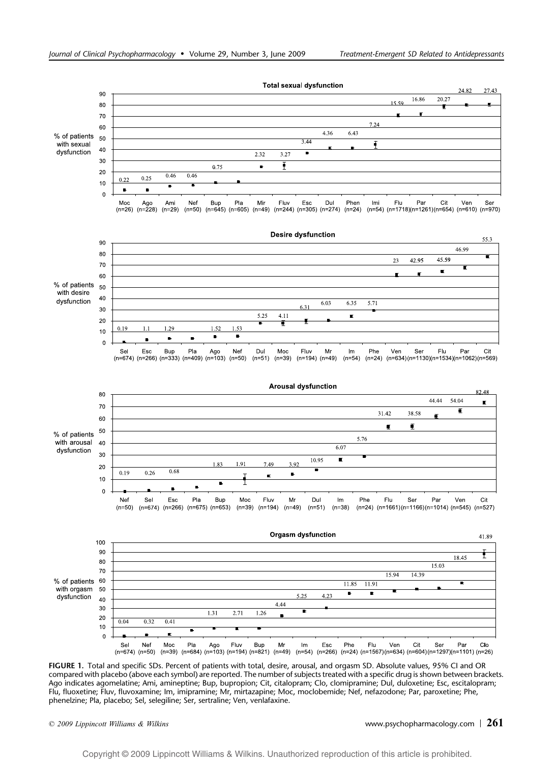FIGURE 1. Total and specific SDs. Percent of patients with total, desire, arousal, and orgasm SD. Absolute values, 95% CI and OR compared with placebo (above each symbol) are reported. The number of subjects treated with a specific drug is shown between brackets. Ago indicates agomelatine; Ami, amineptine; Bup, bupropion; Cit, citalopram; Clo, clomipramine; Dul, duloxetine; Esc, escitalopram; Flu, fluoxetine; Fluv, fluvoxamine; Im, imipramine; Mr, mirtazapine; Moc, moclobemide; Nef, nefazodone; Par, paroxetine; Phe, phenelzine; Pla, placebo; Sel, selegiline; Ser, sertraline; Ven, venlafaxine.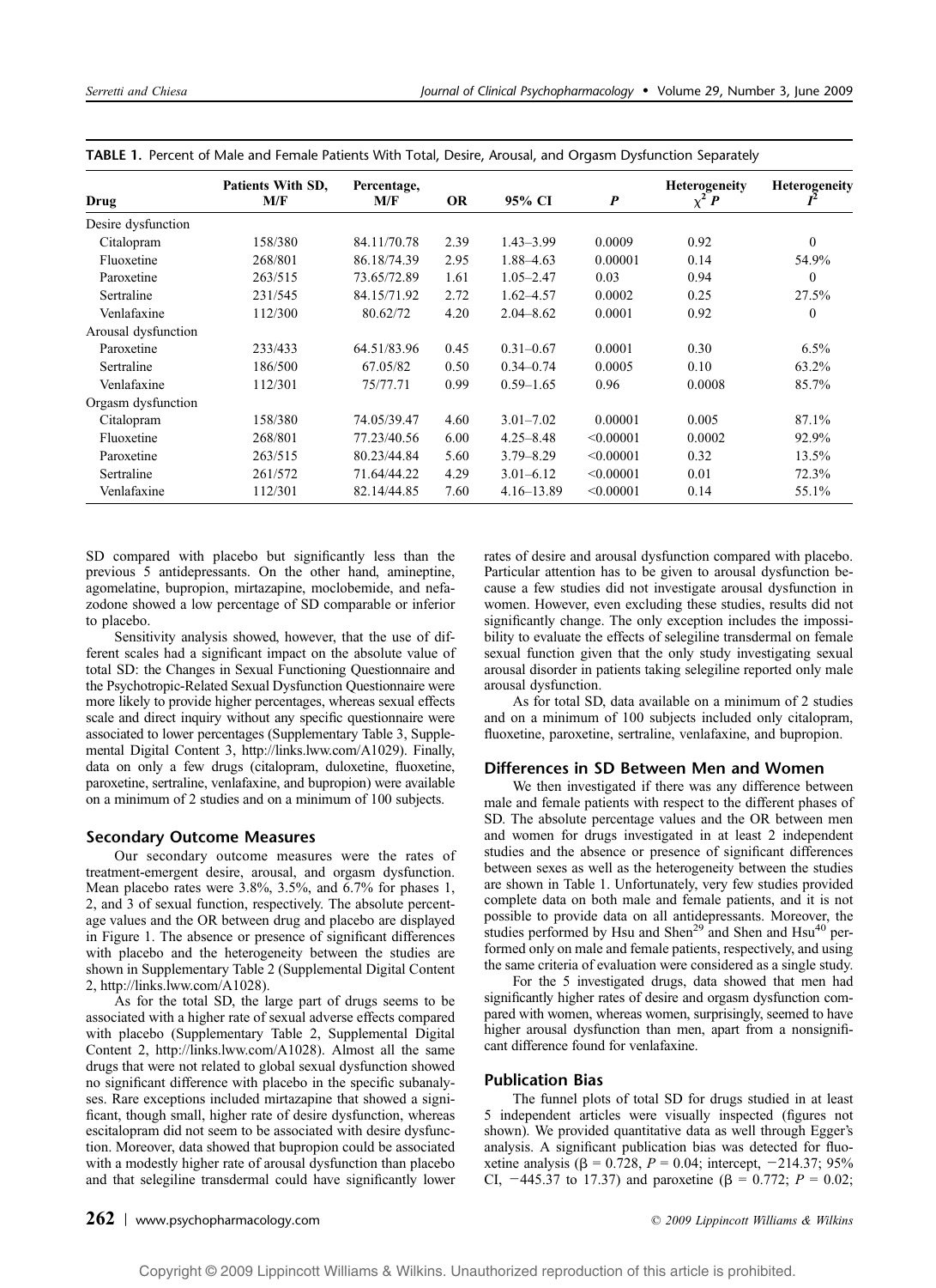**TABLE 1.** Percent of Male and Female Patients With Total, Desire, Arousal, and Orgasm Dysfunction Separately

| Drug | Patients With SD, M/F | Percentage, M/F | OR | 95% CI | *P* | Heterogeneity $\chi^2$ *P* | Heterogeneity $I^2$ |
|---|---|---|---|---|---|---|---|
| Desire dysfunction | | | | | | | |
| Citalopram | 158/380 | 84.11/70.78 | 2.39 | 1.43–3.99 | 0.0009 | 0.92 | 0 |
| Fluoxetine | 268/801 | 86.18/74.39 | 2.95 | 1.88–4.63 | 0.00001 | 0.14 | 54.9% |
| Paroxetine | 263/515 | 73.65/72.89 | 1.61 | 1.05–2.47 | 0.03 | 0.94 | 0 |
| Sertraline | 231/545 | 84.15/71.92 | 2.72 | 1.62–4.57 | 0.0002 | 0.25 | 27.5% |
| Venlafaxine | 112/300 | 80.62/72 | 4.20 | 2.04–8.62 | 0.0001 | 0.92 | 0 |
| Arousal dysfunction | | | | | | | |
| Paroxetine | 233/433 | 64.51/83.96 | 0.45 | 0.31–0.67 | 0.0001 | 0.30 | 6.5% |
| Sertraline | 186/500 | 67.05/82 | 0.50 | 0.34–0.74 | 0.0005 | 0.10 | 63.2% |
| Venlafaxine | 112/301 | 75/77.71 | 0.99 | 0.59–1.65 | 0.96 | 0.0008 | 85.7% |
| Orgasm dysfunction | | | | | | | |
| Citalopram | 158/380 | 74.05/39.47 | 4.60 | 3.01–7.02 | 0.00001 | 0.005 | 87.1% |
| Fluoxetine | 268/801 | 77.23/40.56 | 6.00 | 4.25–8.48 | <0.00001 | 0.0002 | 92.9% |
| Paroxetine | 263/515 | 80.23/44.84 | 5.60 | 3.79–8.29 | <0.00001 | 0.32 | 13.5% |
| Sertraline | 261/572 | 71.64/44.22 | 4.29 | 3.01–6.12 | <0.00001 | 0.01 | 72.3% |
| Venlafaxine | 112/301 | 82.14/44.85 | 7.60 | 4.16–13.89 | <0.00001 | 0.14 | 55.1% |

SD compared with placebo but significantly less than the previous 5 antidepressants. On the other hand, amineptine, agomelatine, bupropion, mirtazapine, moclobemide, and nefazodone showed a low percentage of SD comparable or inferior to placebo.

Sensitivity analysis showed, however, that the use of different scales had a significant impact on the absolute value of total SD: the Changes in Sexual Functioning Questionnaire and the Psychotropic-Related Sexual Dysfunction Questionnaire were more likely to provide higher percentages, whereas sexual effects scale and direct inquiry without any specific questionnaire were associated to lower percentages (Supplementary Table 3, Supplemental Digital Content 3, http://links.lww.com/A1029). Finally, data on only a few drugs (citalopram, duloxetine, fluoxetine, paroxetine, sertraline, venlafaxine, and bupropion) were available on a minimum of 2 studies and on a minimum of 100 subjects.

### Secondary Outcome Measures

Our secondary outcome measures were the rates of treatment-emergent desire, arousal, and orgasm dysfunction. Mean placebo rates were 3.8%, 3.5%, and 6.7% for phases 1, 2, and 3 of sexual function, respectively. The absolute percentage values and the OR between drug and placebo are displayed in Figure 1. The absence or presence of significant differences with placebo and the heterogeneity between the studies are shown in Supplementary Table 2 (Supplemental Digital Content 2, http://links.lww.com/A1028).

As for the total SD, the large part of drugs seems to be associated with a higher rate of sexual adverse effects compared with placebo (Supplementary Table 2, Supplemental Digital Content 2, http://links.lww.com/A1028). Almost all the same drugs that were not related to global sexual dysfunction showed no significant difference with placebo in the specific subanalyses. Rare exceptions included mirtazapine that showed a significant, though small, higher rate of desire dysfunction, whereas escitalopram did not seem to be associated with desire dysfunction. Moreover, data showed that bupropion could be associated with a modestly higher rate of arousal dysfunction than placebo and that selegiline transdermal could have significantly lower rates of desire and arousal dysfunction compared with placebo. Particular attention has to be given to arousal dysfunction because a few studies did not investigate arousal dysfunction in women. However, even excluding these studies, results did not significantly change. The only exception includes the impossibility to evaluate the effects of selegiline transdermal on female sexual function given that the only study investigating sexual arousal disorder in patients taking selegiline reported only male arousal dysfunction.

As for total SD, data available on a minimum of 2 studies and on a minimum of 100 subjects included only citalopram, fluoxetine, paroxetine, sertraline, venlafaxine, and bupropion.

### Differences in SD Between Men and Women

We then investigated if there was any difference between male and female patients with respect to the different phases of SD. The absolute percentage values and the OR between men and women for drugs investigated in at least 2 independent studies and the absence or presence of significant differences between sexes as well as the heterogeneity between the studies are shown in Table 1. Unfortunately, very few studies provided complete data on both male and female patients, and it is not possible to provide data on all antidepressants. Moreover, the studies performed by Hsu and Shen[29] and Shen and Hsu[40] performed only on male and female patients, respectively, and using the same criteria of evaluation were considered as a single study.

For the 5 investigated drugs, data showed that men had significantly higher rates of desire and orgasm dysfunction compared with women, whereas women, surprisingly, seemed to have higher arousal dysfunction than men, apart from a nonsignificant difference found for venlafaxine.

### Publication Bias

The funnel plots of total SD for drugs studied in at least 5 independent articles were visually inspected (figures not shown). We provided quantitative data as well through Egger's analysis. A significant publication bias was detected for fluoxetine analysis ($\beta = 0.728$, $P = 0.04$; intercept, $-214.37$; 95% CI, $-445.37$ to 17.37) and paroxetine ($\beta = 0.772$; $P = 0.02$;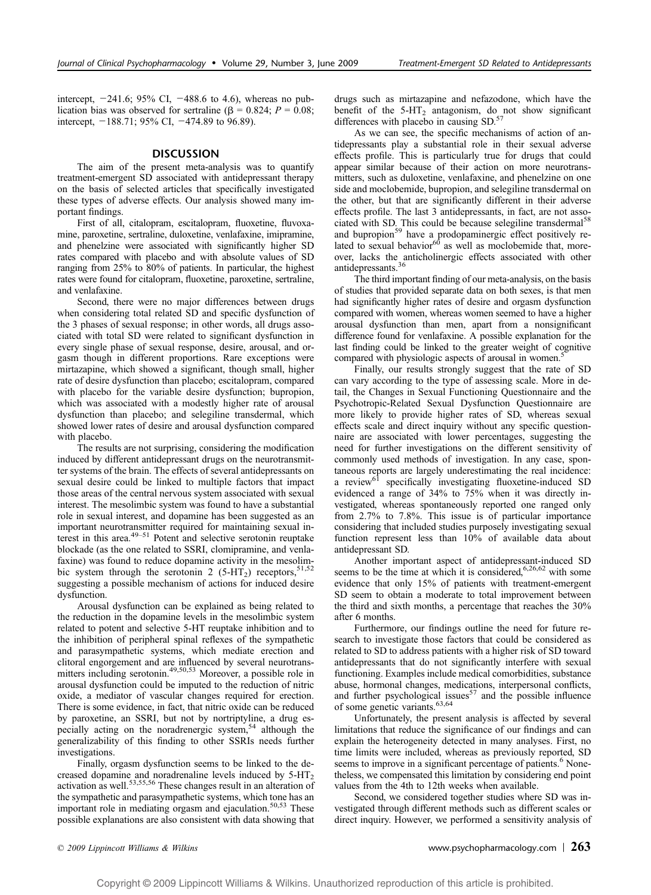intercept, −241.6; 95% CI, −488.6 to 4.6), whereas no publication bias was observed for sertraline ($\beta = 0.824$; $P = 0.08$; intercept, −188.71; 95% CI, −474.89 to 96.89).

## DISCUSSION

The aim of the present meta-analysis was to quantify treatment-emergent SD associated with antidepressant therapy on the basis of selected articles that specifically investigated these types of adverse effects. Our analysis showed many important findings.

First of all, citalopram, escitalopram, fluoxetine, fluvoxamine, paroxetine, sertraline, duloxetine, venlafaxine, imipramine, and phenelzine were associated with significantly higher SD rates compared with placebo and with absolute values of SD ranging from 25% to 80% of patients. In particular, the highest rates were found for citalopram, fluoxetine, paroxetine, sertraline, and venlafaxine.

Second, there were no major differences between drugs when considering total related SD and specific dysfunction of the 3 phases of sexual response; in other words, all drugs associated with total SD were related to significant dysfunction in every single phase of sexual response, desire, arousal, and orgasm though in different proportions. Rare exceptions were mirtazapine, which showed a significant, though small, higher rate of desire dysfunction than placebo; escitalopram, compared with placebo for the variable desire dysfunction; bupropion, which was associated with a modestly higher rate of arousal dysfunction than placebo; and selegiline transdermal, which showed lower rates of desire and arousal dysfunction compared with placebo.

The results are not surprising, considering the modification induced by different antidepressant drugs on the neurotransmitter systems of the brain. The effects of several antidepressants on sexual desire could be linked to multiple factors that impact those areas of the central nervous system associated with sexual interest. The mesolimbic system was found to have a substantial role in sexual interest, and dopamine has been suggested as an important neurotransmitter required for maintaining sexual interest in this area.[49–51] Potent and selective serotonin reuptake blockade (as the one related to SSRI, clomipramine, and venlafaxine) was found to reduce dopamine activity in the mesolimbic system through the serotonin 2 ($5\text{-}HT_2$) receptors,[51,52] suggesting a possible mechanism of actions for induced desire dysfunction.

Arousal dysfunction can be explained as being related to the reduction in the dopamine levels in the mesolimbic system related to potent and selective 5-HT reuptake inhibition and to the inhibition of peripheral spinal reflexes of the sympathetic and parasympathetic systems, which mediate erection and clitoral engorgement and are influenced by several neurotransmitters including serotonin.[49,50,53] Moreover, a possible role in arousal dysfunction could be imputed to the reduction of nitric oxide, a mediator of vascular changes required for erection. There is some evidence, in fact, that nitric oxide can be reduced by paroxetine, an SSRI, but not by nortriptyline, a drug especially acting on the noradrenergic system,[54] although the generalizability of this finding to other SSRIs needs further investigations.

Finally, orgasm dysfunction seems to be linked to the decreased dopamine and noradrenaline levels induced by $5\text{-}HT_2$ activation as well.[53,55,56] These changes result in an alteration of the sympathetic and parasympathetic systems, which tone has an important role in mediating orgasm and ejaculation.[50,53] These possible explanations are also consistent with data showing that drugs such as mirtazapine and nefazodone, which have the benefit of the $5\text{-}HT_2$ antagonism, do not show significant differences with placebo in causing SD.[57]

As we can see, the specific mechanisms of action of antidepressants play a substantial role in their sexual adverse effects profile. This is particularly true for drugs that could appear similar because of their action on more neurotransmitters, such as duloxetine, venlafaxine, and phenelzine on one side and moclobemide, bupropion, and selegiline transdermal on the other, but that are significantly different in their adverse effects profile. The last 3 antidepressants, in fact, are not associated with SD. This could be because selegiline transdermal[58] and bupropion[59] have a prodopaminergic effect positively related to sexual behavior[60] as well as moclobemide that, moreover, lacks the anticholinergic effects associated with other antidepressants.[36]

The third important finding of our meta-analysis, on the basis of studies that provided separate data on both sexes, is that men had significantly higher rates of desire and orgasm dysfunction compared with women, whereas women seemed to have a higher arousal dysfunction than men, apart from a nonsignificant difference found for venlafaxine. A possible explanation for the last finding could be linked to the greater weight of cognitive compared with physiologic aspects of arousal in women.[5]

Finally, our results strongly suggest that the rate of SD can vary according to the type of assessing scale. More in detail, the Changes in Sexual Functioning Questionnaire and the Psychotropic-Related Sexual Dysfunction Questionnaire are more likely to provide higher rates of SD, whereas sexual effects scale and direct inquiry without any specific questionnaire are associated with lower percentages, suggesting the need for further investigations on the different sensitivity of commonly used methods of investigation. In any case, spontaneous reports are largely underestimating the real incidence: a review[61] specifically investigating fluoxetine-induced SD evidenced a range of 34% to 75% when it was directly investigated, whereas spontaneously reported one ranged only from 2.7% to 7.8%. This issue is of particular importance considering that included studies purposely investigating sexual function represent less than 10% of available data about antidepressant SD.

Another important aspect of antidepressant-induced SD seems to be the time at which it is considered,[6,26,62] with some evidence that only 15% of patients with treatment-emergent SD seem to obtain a moderate to total improvement between the third and sixth months, a percentage that reaches the 30% after 6 months.

Furthermore, our findings outline the need for future research to investigate those factors that could be considered as related to SD to address patients with a higher risk of SD toward antidepressants that do not significantly interfere with sexual functioning. Examples include medical comorbidities, substance abuse, hormonal changes, medications, interpersonal conflicts, and further psychological issues[57] and the possible influence of some genetic variants.[63,64]

Unfortunately, the present analysis is affected by several limitations that reduce the significance of our findings and can explain the heterogeneity detected in many analyses. First, no time limits were included, whereas as previously reported, SD seems to improve in a significant percentage of patients.[6] Nonetheless, we compensated this limitation by considering end point values from the 4th to 12th weeks when available.

Second, we considered together studies where SD was investigated through different methods such as different scales or direct inquiry. However, we performed a sensitivity analysis of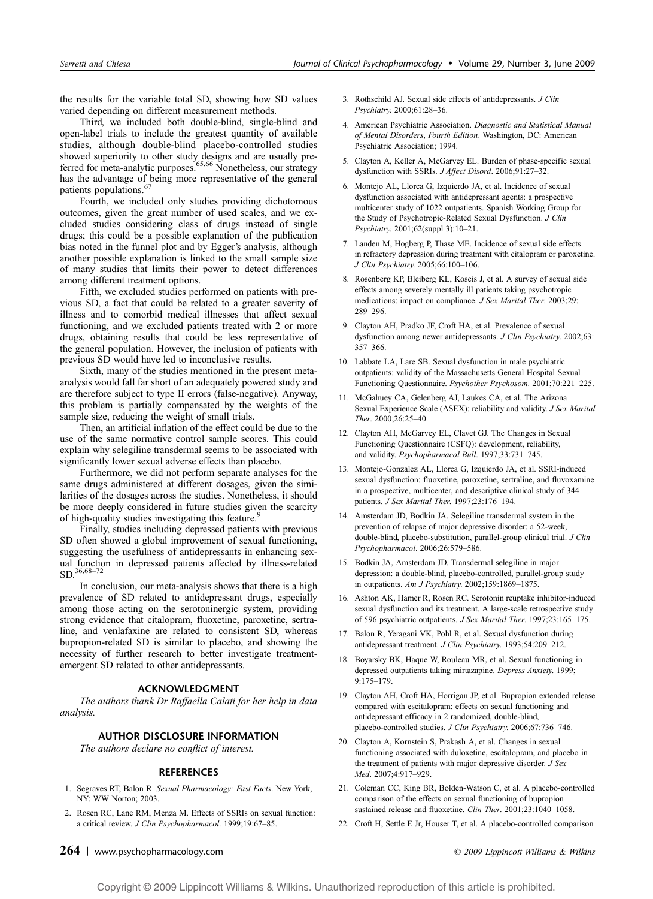the results for the variable total SD, showing how SD values varied depending on different measurement methods.

Third, we included both double-blind, single-blind and open-label trials to include the greatest quantity of available studies, although double-blind placebo-controlled studies showed superiority to other study designs and are usually preferred for meta-analytic purposes.[65,66] Nonetheless, our strategy has the advantage of being more representative of the general patients populations.[67]

Fourth, we included only studies providing dichotomous outcomes, given the great number of used scales, and we excluded studies considering class of drugs instead of single drugs; this could be a possible explanation of the publication bias noted in the funnel plot and by Egger's analysis, although another possible explanation is linked to the small sample size of many studies that limits their power to detect differences among different treatment options.

Fifth, we excluded studies performed on patients with previous SD, a fact that could be related to a greater severity of illness and to comorbid medical illnesses that affect sexual functioning, and we excluded patients treated with 2 or more drugs, obtaining results that could be less representative of the general population. However, the inclusion of patients with previous SD would have led to inconclusive results.

Sixth, many of the studies mentioned in the present meta-analysis would fall far short of an adequately powered study and are therefore subject to type II errors (false-negative). Anyway, this problem is partially compensated by the weights of the sample size, reducing the weight of small trials.

Then, an artificial inflation of the effect could be due to the use of the same normative control sample scores. This could explain why selegiline transdermal seems to be associated with significantly lower sexual adverse effects than placebo.

Furthermore, we did not perform separate analyses for the same drugs administered at different dosages, given the similarities of the dosages across the studies. Nonetheless, it should be more deeply considered in future studies given the scarcity of high-quality studies investigating this feature.[9]

Finally, studies including depressed patients with previous SD often showed a global improvement of sexual functioning, suggesting the usefulness of antidepressants in enhancing sexual function in depressed patients affected by illness-related SD.[36,68–72]

In conclusion, our meta-analysis shows that there is a high prevalence of SD related to antidepressant drugs, especially among those acting on the serotoninergic system, providing strong evidence that citalopram, fluoxetine, paroxetine, sertraline, and venlafaxine are related to consistent SD, whereas bupropion-related SD is similar to placebo, and showing the necessity of further research to better investigate treatment-emergent SD related to other antidepressants.

## ACKNOWLEDGMENT

*The authors thank Dr Raffaella Calati for her help in data analysis.*

## AUTHOR DISCLOSURE INFORMATION

*The authors declare no conflict of interest.*

## REFERENCES

1. Segraves RT, Balon R. *Sexual Pharmacology: Fast Facts*. New York, NY: WW Norton; 2003.
2. Rosen RC, Lane RM, Menza M. Effects of SSRIs on sexual function: a critical review. *J Clin Psychopharmacol*. 1999;19:67–85.
3. Rothschild AJ. Sexual side effects of antidepressants. *J Clin Psychiatry.* 2000;61:28–36.
4. American Psychiatric Association. *Diagnostic and Statistical Manual of Mental Disorders*, *Fourth Edition*. Washington, DC: American Psychiatric Association; 1994.
5. Clayton A, Keller A, McGarvey EL. Burden of phase-specific sexual dysfunction with SSRIs. *J Affect Disord*. 2006;91:27–32.
6. Montejo AL, Llorca G, Izquierdo JA, et al. Incidence of sexual dysfunction associated with antidepressant agents: a prospective multicenter study of 1022 outpatients. Spanish Working Group for the Study of Psychotropic-Related Sexual Dysfunction. *J Clin Psychiatry.* 2001;62(suppl 3):10–21.
7. Landen M, Hogberg P, Thase ME. Incidence of sexual side effects in refractory depression during treatment with citalopram or paroxetine. *J Clin Psychiatry.* 2005;66:100–106.
8. Rosenberg KP, Bleiberg KL, Koscis J, et al. A survey of sexual side effects among severely mentally ill patients taking psychotropic medications: impact on compliance. *J Sex Marital Ther*. 2003;29: 289–296.
9. Clayton AH, Pradko JF, Croft HA, et al. Prevalence of sexual dysfunction among newer antidepressants. *J Clin Psychiatry.* 2002;63: 357–366.
10. Labbate LA, Lare SB. Sexual dysfunction in male psychiatric outpatients: validity of the Massachusetts General Hospital Sexual Functioning Questionnaire. *Psychother Psychosom*. 2001;70:221–225.
11. McGahuey CA, Gelenberg AJ, Laukes CA, et al. The Arizona Sexual Experience Scale (ASEX): reliability and validity. *J Sex Marital Ther*. 2000;26:25–40.
12. Clayton AH, McGarvey EL, Clavet GJ. The Changes in Sexual Functioning Questionnaire (CSFQ): development, reliability, and validity. *Psychopharmacol Bull*. 1997;33:731–745.
13. Montejo-Gonzalez AL, Llorca G, Izquierdo JA, et al. SSRI-induced sexual dysfunction: fluoxetine, paroxetine, sertraline, and fluvoxamine in a prospective, multicenter, and descriptive clinical study of 344 patients. *J Sex Marital Ther*. 1997;23:176–194.
14. Amsterdam JD, Bodkin JA. Selegiline transdermal system in the prevention of relapse of major depressive disorder: a 52-week, double-blind, placebo-substitution, parallel-group clinical trial. *J Clin Psychopharmacol*. 2006;26:579–586.
15. Bodkin JA, Amsterdam JD. Transdermal selegiline in major depression: a double-blind, placebo-controlled, parallel-group study in outpatients. *Am J Psychiatry.* 2002;159:1869–1875.
16. Ashton AK, Hamer R, Rosen RC. Serotonin reuptake inhibitor-induced sexual dysfunction and its treatment. A large-scale retrospective study of 596 psychiatric outpatients. *J Sex Marital Ther*. 1997;23:165–175.
17. Balon R, Yeragani VK, Pohl R, et al. Sexual dysfunction during antidepressant treatment. *J Clin Psychiatry.* 1993;54:209–212.
18. Boyarsky BK, Haque W, Rouleau MR, et al. Sexual functioning in depressed outpatients taking mirtazapine. *Depress Anxiety.* 1999; 9:175–179.
19. Clayton AH, Croft HA, Horrigan JP, et al. Bupropion extended release compared with escitalopram: effects on sexual functioning and antidepressant efficacy in 2 randomized, double-blind, placebo-controlled studies. *J Clin Psychiatry.* 2006;67:736–746.
20. Clayton A, Kornstein S, Prakash A, et al. Changes in sexual functioning associated with duloxetine, escitalopram, and placebo in the treatment of patients with major depressive disorder. *J Sex Med*. 2007;4:917–929.
21. Coleman CC, King BR, Bolden-Watson C, et al. A placebo-controlled comparison of the effects on sexual functioning of bupropion sustained release and fluoxetine. *Clin Ther*. 2001;23:1040–1058.
22. Croft H, Settle E Jr, Houser T, et al. A placebo-controlled comparison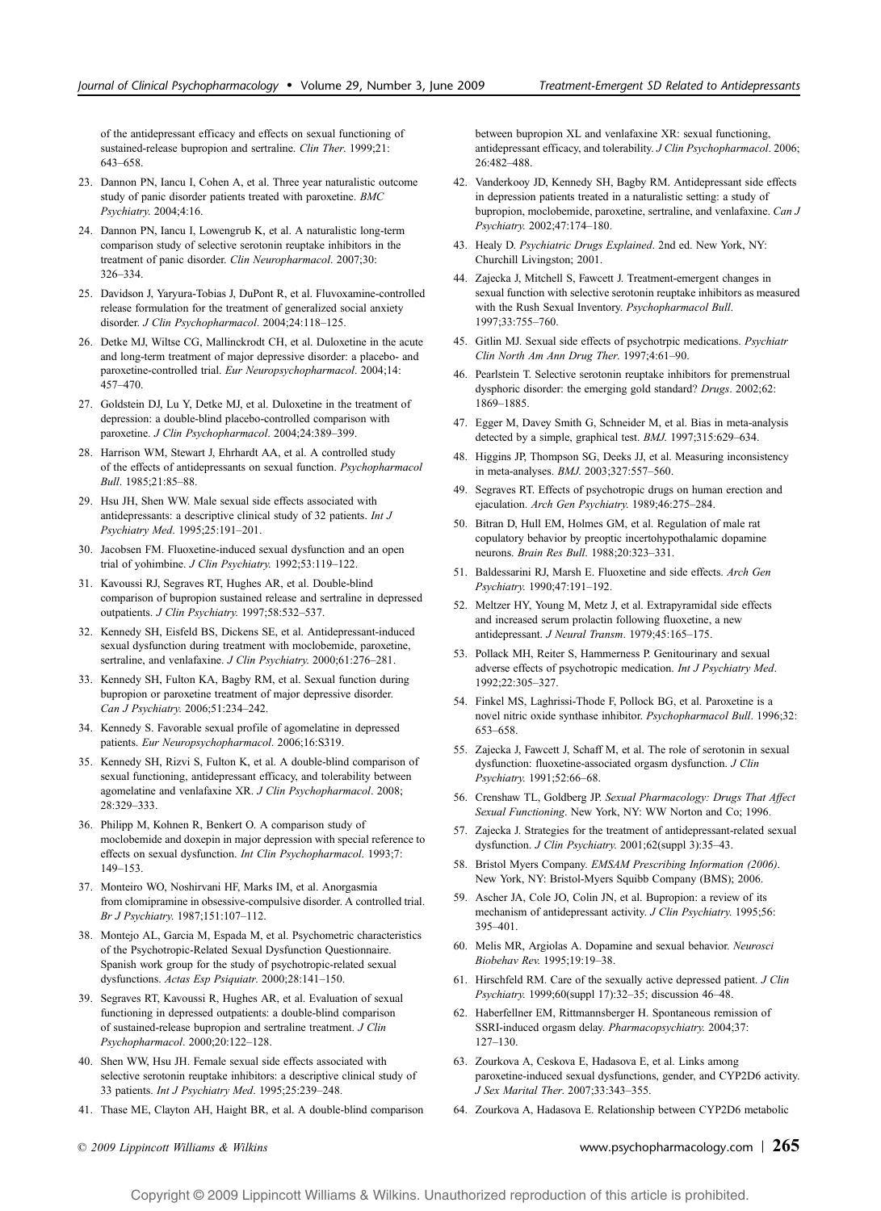of the antidepressant efficacy and effects on sexual functioning of sustained-release bupropion and sertraline. *Clin Ther*. 1999;21: 643–658.

23. Dannon PN, Iancu I, Cohen A, et al. Three year naturalistic outcome study of panic disorder patients treated with paroxetine. *BMC Psychiatry.* 2004;4:16.
24. Dannon PN, Iancu I, Lowengrub K, et al. A naturalistic long-term comparison study of selective serotonin reuptake inhibitors in the treatment of panic disorder. *Clin Neuropharmacol*. 2007;30: 326–334.
25. Davidson J, Yaryura-Tobias J, DuPont R, et al. Fluvoxamine-controlled release formulation for the treatment of generalized social anxiety disorder. *J Clin Psychopharmacol*. 2004;24:118–125.
26. Detke MJ, Wiltse CG, Mallinckrodt CH, et al. Duloxetine in the acute and long-term treatment of major depressive disorder: a placebo- and paroxetine-controlled trial. *Eur Neuropsychopharmacol*. 2004;14: 457–470.
27. Goldstein DJ, Lu Y, Detke MJ, et al. Duloxetine in the treatment of depression: a double-blind placebo-controlled comparison with paroxetine. *J Clin Psychopharmacol*. 2004;24:389–399.
28. Harrison WM, Stewart J, Ehrhardt AA, et al. A controlled study of the effects of antidepressants on sexual function. *Psychopharmacol Bull*. 1985;21:85–88.
29. Hsu JH, Shen WW. Male sexual side effects associated with antidepressants: a descriptive clinical study of 32 patients. *Int J Psychiatry Med*. 1995;25:191–201.
30. Jacobsen FM. Fluoxetine-induced sexual dysfunction and an open trial of yohimbine. *J Clin Psychiatry.* 1992;53:119–122.
31. Kavoussi RJ, Segraves RT, Hughes AR, et al. Double-blind comparison of bupropion sustained release and sertraline in depressed outpatients. *J Clin Psychiatry.* 1997;58:532–537.
32. Kennedy SH, Eisfeld BS, Dickens SE, et al. Antidepressant-induced sexual dysfunction during treatment with moclobemide, paroxetine, sertraline, and venlafaxine. *J Clin Psychiatry.* 2000;61:276–281.
33. Kennedy SH, Fulton KA, Bagby RM, et al. Sexual function during bupropion or paroxetine treatment of major depressive disorder. *Can J Psychiatry.* 2006;51:234–242.
34. Kennedy S. Favorable sexual profile of agomelatine in depressed patients. *Eur Neuropsychopharmacol*. 2006;16:S319.
35. Kennedy SH, Rizvi S, Fulton K, et al. A double-blind comparison of sexual functioning, antidepressant efficacy, and tolerability between agomelatine and venlafaxine XR. *J Clin Psychopharmacol*. 2008; 28:329–333.
36. Philipp M, Kohnen R, Benkert O. A comparison study of moclobemide and doxepin in major depression with special reference to effects on sexual dysfunction. *Int Clin Psychopharmacol.* 1993;7: 149–153.
37. Monteiro WO, Noshirvani HF, Marks IM, et al. Anorgasmia from clomipramine in obsessive-compulsive disorder. A controlled trial. *Br J Psychiatry.* 1987;151:107–112.
38. Montejo AL, Garcia M, Espada M, et al. Psychometric characteristics of the Psychotropic-Related Sexual Dysfunction Questionnaire. Spanish work group for the study of psychotropic-related sexual dysfunctions. *Actas Esp Psiquiatr.* 2000;28:141–150.
39. Segraves RT, Kavoussi R, Hughes AR, et al. Evaluation of sexual functioning in depressed outpatients: a double-blind comparison of sustained-release bupropion and sertraline treatment. *J Clin Psychopharmacol*. 2000;20:122–128.
40. Shen WW, Hsu JH. Female sexual side effects associated with selective serotonin reuptake inhibitors: a descriptive clinical study of 33 patients. *Int J Psychiatry Med*. 1995;25:239–248.
41. Thase ME, Clayton AH, Haight BR, et al. A double-blind comparison between bupropion XL and venlafaxine XR: sexual functioning, antidepressant efficacy, and tolerability. *J Clin Psychopharmacol*. 2006; 26:482–488.
42. Vanderkooy JD, Kennedy SH, Bagby RM. Antidepressant side effects in depression patients treated in a naturalistic setting: a study of bupropion, moclobemide, paroxetine, sertraline, and venlafaxine. *Can J Psychiatry.* 2002;47:174–180.
43. Healy D. *Psychiatric Drugs Explained*. 2nd ed. New York, NY: Churchill Livingston; 2001.
44. Zajecka J, Mitchell S, Fawcett J. Treatment-emergent changes in sexual function with selective serotonin reuptake inhibitors as measured with the Rush Sexual Inventory. *Psychopharmacol Bull*. 1997;33:755–760.
45. Gitlin MJ. Sexual side effects of psychotrpic medications. *Psychiatr Clin North Am Ann Drug Ther*. 1997;4:61–90.
46. Pearlstein T. Selective serotonin reuptake inhibitors for premenstrual dysphoric disorder: the emerging gold standard? *Drugs*. 2002;62: 1869–1885.
47. Egger M, Davey Smith G, Schneider M, et al. Bias in meta-analysis detected by a simple, graphical test. *BMJ.* 1997;315:629–634.
48. Higgins JP, Thompson SG, Deeks JJ, et al. Measuring inconsistency in meta-analyses. *BMJ.* 2003;327:557–560.
49. Segraves RT. Effects of psychotropic drugs on human erection and ejaculation. *Arch Gen Psychiatry.* 1989;46:275–284.
50. Bitran D, Hull EM, Holmes GM, et al. Regulation of male rat copulatory behavior by preoptic incertohypothalamic dopamine neurons. *Brain Res Bull*. 1988;20:323–331.
51. Baldessarini RJ, Marsh E. Fluoxetine and side effects. *Arch Gen Psychiatry.* 1990;47:191–192.
52. Meltzer HY, Young M, Metz J, et al. Extrapyramidal side effects and increased serum prolactin following fluoxetine, a new antidepressant. *J Neural Transm*. 1979;45:165–175.
53. Pollack MH, Reiter S, Hammerness P. Genitourinary and sexual adverse effects of psychotropic medication. *Int J Psychiatry Med*. 1992;22:305–327.
54. Finkel MS, Laghrissi-Thode F, Pollock BG, et al. Paroxetine is a novel nitric oxide synthase inhibitor. *Psychopharmacol Bull*. 1996;32: 653–658.
55. Zajecka J, Fawcett J, Schaff M, et al. The role of serotonin in sexual dysfunction: fluoxetine-associated orgasm dysfunction. *J Clin Psychiatry.* 1991;52:66–68.
56. Crenshaw TL, Goldberg JP. *Sexual Pharmacology: Drugs That Affect Sexual Functioning*. New York, NY: WW Norton and Co; 1996.
57. Zajecka J. Strategies for the treatment of antidepressant-related sexual dysfunction. *J Clin Psychiatry.* 2001;62(suppl 3):35–43.
58. Bristol Myers Company. *EMSAM Prescribing Information (2006)*. New York, NY: Bristol-Myers Squibb Company (BMS); 2006.
59. Ascher JA, Cole JO, Colin JN, et al. Bupropion: a review of its mechanism of antidepressant activity. *J Clin Psychiatry.* 1995;56: 395–401.
60. Melis MR, Argiolas A. Dopamine and sexual behavior. *Neurosci Biobehav Rev.* 1995;19:19–38.
61. Hirschfeld RM. Care of the sexually active depressed patient. *J Clin Psychiatry.* 1999;60(suppl 17):32–35; discussion 46–48.
62. Haberfellner EM, Rittmannsberger H. Spontaneous remission of SSRI-induced orgasm delay. *Pharmacopsychiatry.* 2004;37: 127–130.
63. Zourkova A, Ceskova E, Hadasova E, et al. Links among paroxetine-induced sexual dysfunctions, gender, and CYP2D6 activity. *J Sex Marital Ther*. 2007;33:343–355.
64. Zourkova A, Hadasova E. Relationship between CYP2D6 metabolic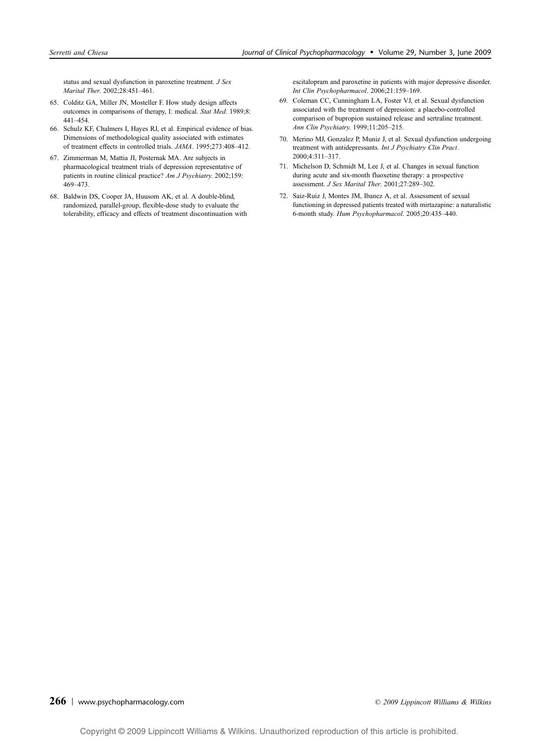status and sexual dysfunction in paroxetine treatment. *J Sex Marital Ther*. 2002;28:451–461.

65. Colditz GA, Miller JN, Mosteller F. How study design affects outcomes in comparisons of therapy, I: medical. *Stat Med*. 1989;8: 441–454.
66. Schulz KF, Chalmers I, Hayes RJ, et al. Empirical evidence of bias. Dimensions of methodological quality associated with estimates of treatment effects in controlled trials. *JAMA*. 1995;273:408–412.
67. Zimmerman M, Mattia JI, Posternak MA. Are subjects in pharmacological treatment trials of depression representative of patients in routine clinical practice? *Am J Psychiatry.* 2002;159: 469–473.
68. Baldwin DS, Cooper JA, Huusom AK, et al. A double-blind, randomized, parallel-group, flexible-dose study to evaluate the tolerability, efficacy and effects of treatment discontinuation with escitalopram and paroxetine in patients with major depressive disorder. *Int Clin Psychopharmacol*. 2006;21:159–169.
69. Coleman CC, Cunningham LA, Foster VJ, et al. Sexual dysfunction associated with the treatment of depression: a placebo-controlled comparison of bupropion sustained release and sertraline treatment. *Ann Clin Psychiatry.* 1999;11:205–215.
70. Merino MJ, Gonzalez P, Muniz J, et al. Sexual dysfunction undergoing treatment with antidepressants. *Int J Psychiatry Clin Pract*. 2000;4:311–317.
71. Michelson D, Schmidt M, Lee J, et al. Changes in sexual function during acute and six-month fluoxetine therapy: a prospective assessment. *J Sex Marital Ther*. 2001;27:289–302.
72. Saiz-Ruiz J, Montes JM, Ibanez A, et al. Assessment of sexual functioning in depressed patients treated with mirtazapine: a naturalistic 6-month study. *Hum Psychopharmacol*. 2005;20:435–440.